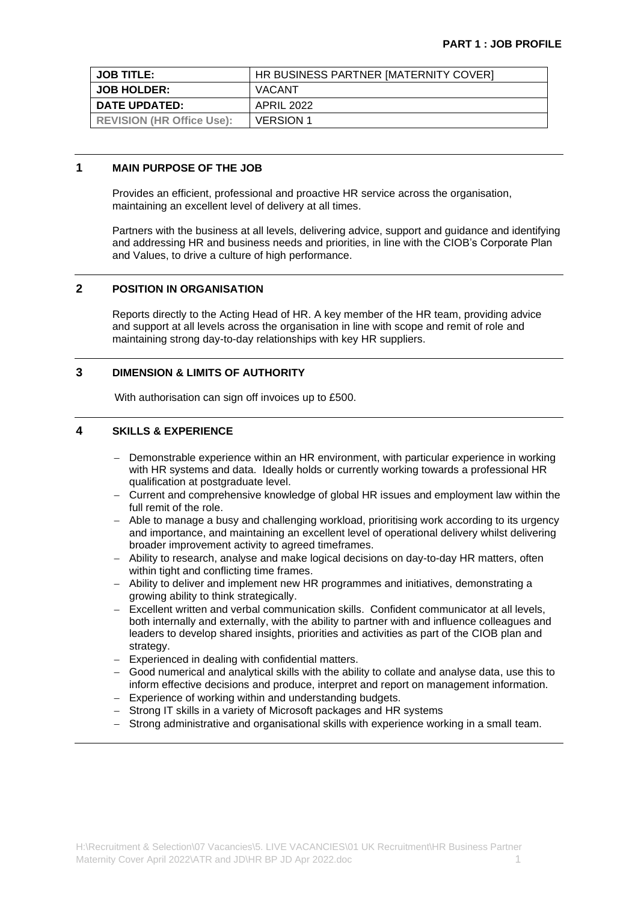**PART 1 : JOB PROFILE**

| | |
|---|---|
| **JOB TITLE:** | HR BUSINESS PARTNER [MATERNITY COVER] |
| **JOB HOLDER:** | VACANT |
| **DATE UPDATED:** | APRIL 2022 |
| **REVISION (HR Office Use):** | VERSION 1 |

## 1 MAIN PURPOSE OF THE JOB

Provides an efficient, professional and proactive HR service across the organisation, maintaining an excellent level of delivery at all times.

Partners with the business at all levels, delivering advice, support and guidance and identifying and addressing HR and business needs and priorities, in line with the CIOB's Corporate Plan and Values, to drive a culture of high performance.

## 2 POSITION IN ORGANISATION

Reports directly to the Acting Head of HR. A key member of the HR team, providing advice and support at all levels across the organisation in line with scope and remit of role and maintaining strong day-to-day relationships with key HR suppliers.

## 3 DIMENSION & LIMITS OF AUTHORITY

With authorisation can sign off invoices up to £500.

## 4 SKILLS & EXPERIENCE

- Demonstrable experience within an HR environment, with particular experience in working with HR systems and data. Ideally holds or currently working towards a professional HR qualification at postgraduate level.
- Current and comprehensive knowledge of global HR issues and employment law within the full remit of the role.
- Able to manage a busy and challenging workload, prioritising work according to its urgency and importance, and maintaining an excellent level of operational delivery whilst delivering broader improvement activity to agreed timeframes.
- Ability to research, analyse and make logical decisions on day-to-day HR matters, often within tight and conflicting time frames.
- Ability to deliver and implement new HR programmes and initiatives, demonstrating a growing ability to think strategically.
- Excellent written and verbal communication skills. Confident communicator at all levels, both internally and externally, with the ability to partner with and influence colleagues and leaders to develop shared insights, priorities and activities as part of the CIOB plan and strategy.
- Experienced in dealing with confidential matters.
- Good numerical and analytical skills with the ability to collate and analyse data, use this to inform effective decisions and produce, interpret and report on management information.
- Experience of working within and understanding budgets.
- Strong IT skills in a variety of Microsoft packages and HR systems
- Strong administrative and organisational skills with experience working in a small team.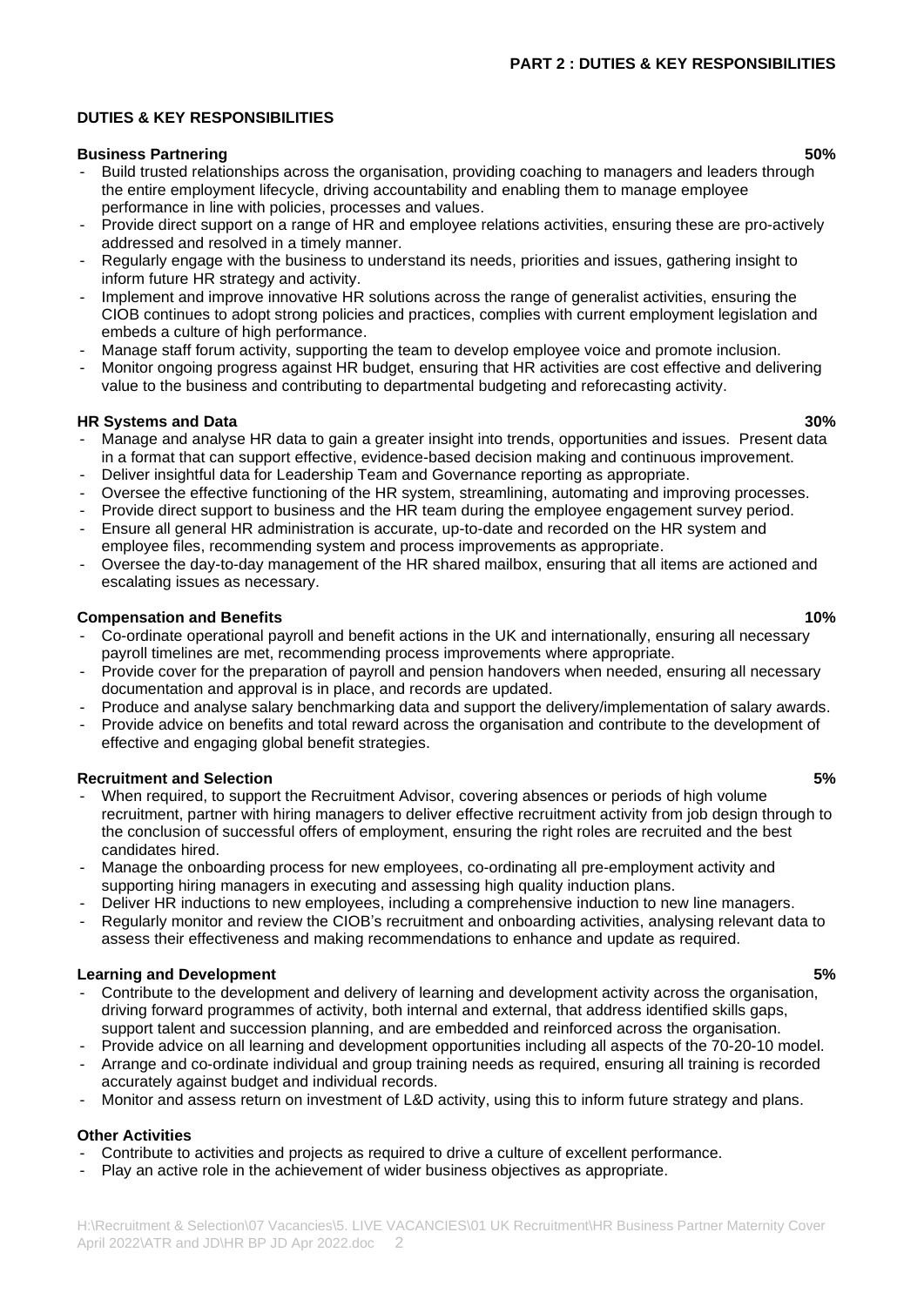**PART 2 : DUTIES & KEY RESPONSIBILITIES**

## DUTIES & KEY RESPONSIBILITIES

### Business Partnering 50%

- Build trusted relationships across the organisation, providing coaching to managers and leaders through the entire employment lifecycle, driving accountability and enabling them to manage employee performance in line with policies, processes and values.
- Provide direct support on a range of HR and employee relations activities, ensuring these are pro-actively addressed and resolved in a timely manner.
- Regularly engage with the business to understand its needs, priorities and issues, gathering insight to inform future HR strategy and activity.
- Implement and improve innovative HR solutions across the range of generalist activities, ensuring the CIOB continues to adopt strong policies and practices, complies with current employment legislation and embeds a culture of high performance.
- Manage staff forum activity, supporting the team to develop employee voice and promote inclusion.
- Monitor ongoing progress against HR budget, ensuring that HR activities are cost effective and delivering value to the business and contributing to departmental budgeting and reforecasting activity.

### HR Systems and Data 30%

- Manage and analyse HR data to gain a greater insight into trends, opportunities and issues. Present data in a format that can support effective, evidence-based decision making and continuous improvement.
- Deliver insightful data for Leadership Team and Governance reporting as appropriate.
- Oversee the effective functioning of the HR system, streamlining, automating and improving processes.
- Provide direct support to business and the HR team during the employee engagement survey period.
- Ensure all general HR administration is accurate, up-to-date and recorded on the HR system and employee files, recommending system and process improvements as appropriate.
- Oversee the day-to-day management of the HR shared mailbox, ensuring that all items are actioned and escalating issues as necessary.

### Compensation and Benefits 10%

- Co-ordinate operational payroll and benefit actions in the UK and internationally, ensuring all necessary payroll timelines are met, recommending process improvements where appropriate.
- Provide cover for the preparation of payroll and pension handovers when needed, ensuring all necessary documentation and approval is in place, and records are updated.
- Produce and analyse salary benchmarking data and support the delivery/implementation of salary awards.
- Provide advice on benefits and total reward across the organisation and contribute to the development of effective and engaging global benefit strategies.

### Recruitment and Selection 5%

- When required, to support the Recruitment Advisor, covering absences or periods of high volume recruitment, partner with hiring managers to deliver effective recruitment activity from job design through to the conclusion of successful offers of employment, ensuring the right roles are recruited and the best candidates hired.
- Manage the onboarding process for new employees, co-ordinating all pre-employment activity and supporting hiring managers in executing and assessing high quality induction plans.
- Deliver HR inductions to new employees, including a comprehensive induction to new line managers.
- Regularly monitor and review the CIOB's recruitment and onboarding activities, analysing relevant data to assess their effectiveness and making recommendations to enhance and update as required.

### Learning and Development 5%

- Contribute to the development and delivery of learning and development activity across the organisation, driving forward programmes of activity, both internal and external, that address identified skills gaps, support talent and succession planning, and are embedded and reinforced across the organisation.
- Provide advice on all learning and development opportunities including all aspects of the 70-20-10 model.
- Arrange and co-ordinate individual and group training needs as required, ensuring all training is recorded accurately against budget and individual records.
- Monitor and assess return on investment of L&D activity, using this to inform future strategy and plans.

### Other Activities

- Contribute to activities and projects as required to drive a culture of excellent performance.
- Play an active role in the achievement of wider business objectives as appropriate.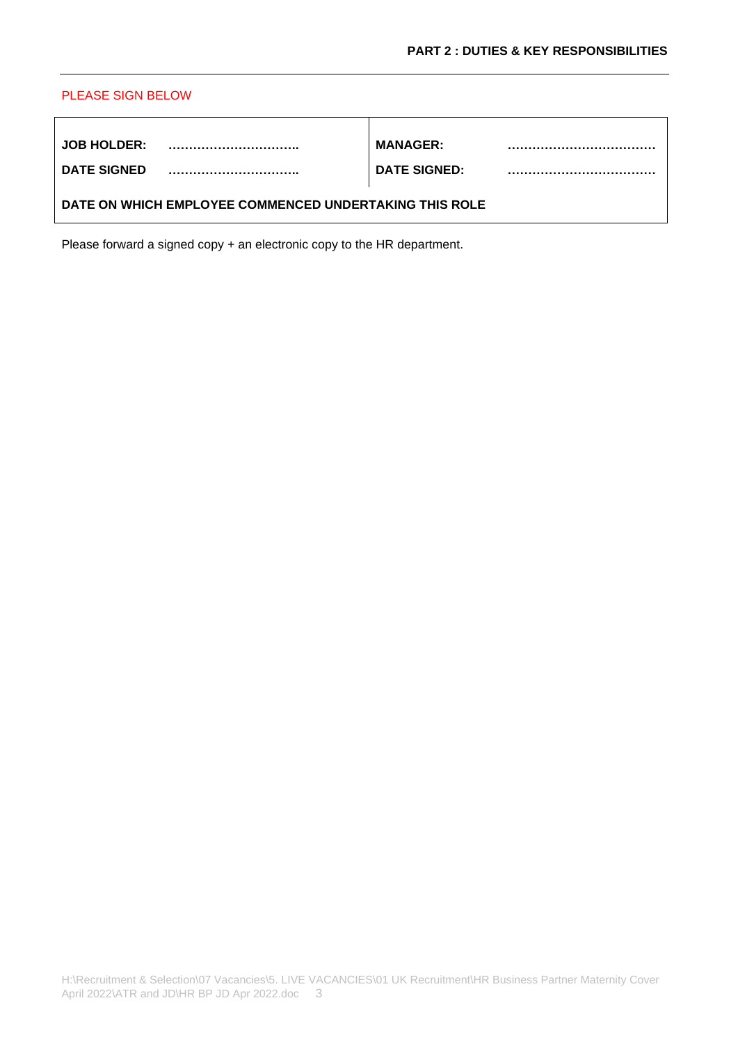PLEASE SIGN BELOW

| | | | |
|---|---|---|---|
| **JOB HOLDER:** | ………………………….. | **MANAGER:** | ……………………………… |
| **DATE SIGNED** | ………………………….. | **DATE SIGNED:** | ……………………………… |
| **DATE ON WHICH EMPLOYEE COMMENCED UNDERTAKING THIS ROLE** | | | |

Please forward a signed copy + an electronic copy to the HR department.